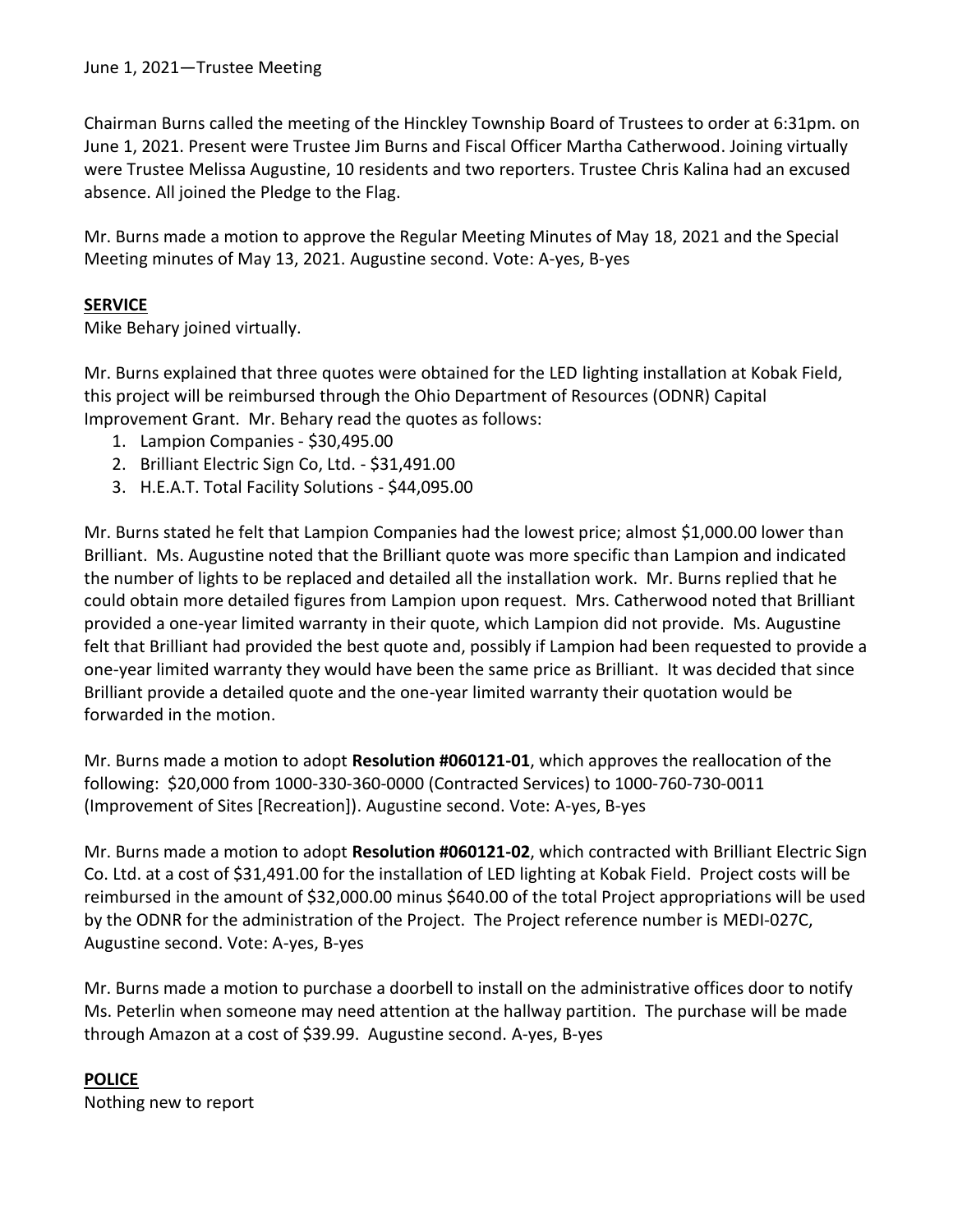June 1, 2021—Trustee Meeting

Chairman Burns called the meeting of the Hinckley Township Board of Trustees to order at 6:31pm. on June 1, 2021. Present were Trustee Jim Burns and Fiscal Officer Martha Catherwood. Joining virtually were Trustee Melissa Augustine, 10 residents and two reporters. Trustee Chris Kalina had an excused absence. All joined the Pledge to the Flag.

Mr. Burns made a motion to approve the Regular Meeting Minutes of May 18, 2021 and the Special Meeting minutes of May 13, 2021. Augustine second. Vote: A-yes, B-yes

**SERVICE**

Mike Behary joined virtually.

Mr. Burns explained that three quotes were obtained for the LED lighting installation at Kobak Field, this project will be reimbursed through the Ohio Department of Resources (ODNR) Capital Improvement Grant. Mr. Behary read the quotes as follows:

1. Lampion Companies - $30,495.00
2. Brilliant Electric Sign Co, Ltd. - $31,491.00
3. H.E.A.T. Total Facility Solutions - $44,095.00

Mr. Burns stated he felt that Lampion Companies had the lowest price; almost $1,000.00 lower than Brilliant. Ms. Augustine noted that the Brilliant quote was more specific than Lampion and indicated the number of lights to be replaced and detailed all the installation work. Mr. Burns replied that he could obtain more detailed figures from Lampion upon request. Mrs. Catherwood noted that Brilliant provided a one-year limited warranty in their quote, which Lampion did not provide. Ms. Augustine felt that Brilliant had provided the best quote and, possibly if Lampion had been requested to provide a one-year limited warranty they would have been the same price as Brilliant. It was decided that since Brilliant provide a detailed quote and the one-year limited warranty their quotation would be forwarded in the motion.

Mr. Burns made a motion to adopt **Resolution #060121-01**, which approves the reallocation of the following: $20,000 from 1000-330-360-0000 (Contracted Services) to 1000-760-730-0011 (Improvement of Sites [Recreation]). Augustine second. Vote: A-yes, B-yes

Mr. Burns made a motion to adopt **Resolution #060121-02**, which contracted with Brilliant Electric Sign Co. Ltd. at a cost of $31,491.00 for the installation of LED lighting at Kobak Field. Project costs will be reimbursed in the amount of $32,000.00 minus $640.00 of the total Project appropriations will be used by the ODNR for the administration of the Project. The Project reference number is MEDI-027C, Augustine second. Vote: A-yes, B-yes

Mr. Burns made a motion to purchase a doorbell to install on the administrative offices door to notify Ms. Peterlin when someone may need attention at the hallway partition. The purchase will be made through Amazon at a cost of $39.99. Augustine second. A-yes, B-yes

**POLICE**

Nothing new to report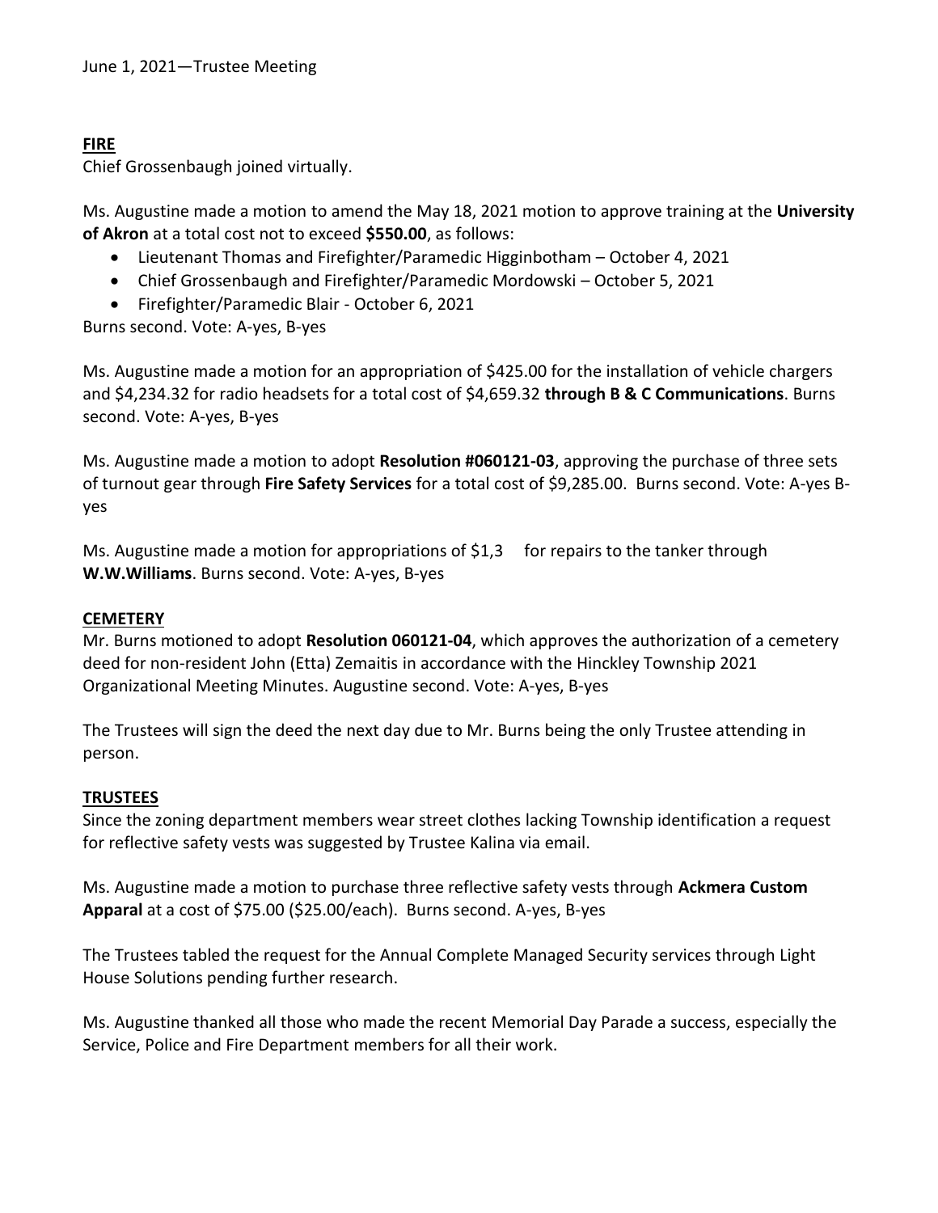June 1, 2021—Trustee Meeting

**FIRE**

Chief Grossenbaugh joined virtually.

Ms. Augustine made a motion to amend the May 18, 2021 motion to approve training at the **University of Akron** at a total cost not to exceed **$550.00**, as follows:

- Lieutenant Thomas and Firefighter/Paramedic Higginbotham – October 4, 2021
- Chief Grossenbaugh and Firefighter/Paramedic Mordowski – October 5, 2021
- Firefighter/Paramedic Blair - October 6, 2021

Burns second. Vote: A-yes, B-yes

Ms. Augustine made a motion for an appropriation of $425.00 for the installation of vehicle chargers and $4,234.32 for radio headsets for a total cost of $4,659.32 **through B & C Communications**. Burns second. Vote: A-yes, B-yes

Ms. Augustine made a motion to adopt **Resolution #060121-03**, approving the purchase of three sets of turnout gear through **Fire Safety Services** for a total cost of $9,285.00. Burns second. Vote: A-yes B-yes

Ms. Augustine made a motion for appropriations of $1,3 for repairs to the tanker through **W.W.Williams**. Burns second. Vote: A-yes, B-yes

**CEMETERY**

Mr. Burns motioned to adopt **Resolution 060121-04**, which approves the authorization of a cemetery deed for non-resident John (Etta) Zemaitis in accordance with the Hinckley Township 2021 Organizational Meeting Minutes. Augustine second. Vote: A-yes, B-yes

The Trustees will sign the deed the next day due to Mr. Burns being the only Trustee attending in person.

**TRUSTEES**

Since the zoning department members wear street clothes lacking Township identification a request for reflective safety vests was suggested by Trustee Kalina via email.

Ms. Augustine made a motion to purchase three reflective safety vests through **Ackmera Custom Apparal** at a cost of $75.00 ($25.00/each). Burns second. A-yes, B-yes

The Trustees tabled the request for the Annual Complete Managed Security services through Light House Solutions pending further research.

Ms. Augustine thanked all those who made the recent Memorial Day Parade a success, especially the Service, Police and Fire Department members for all their work.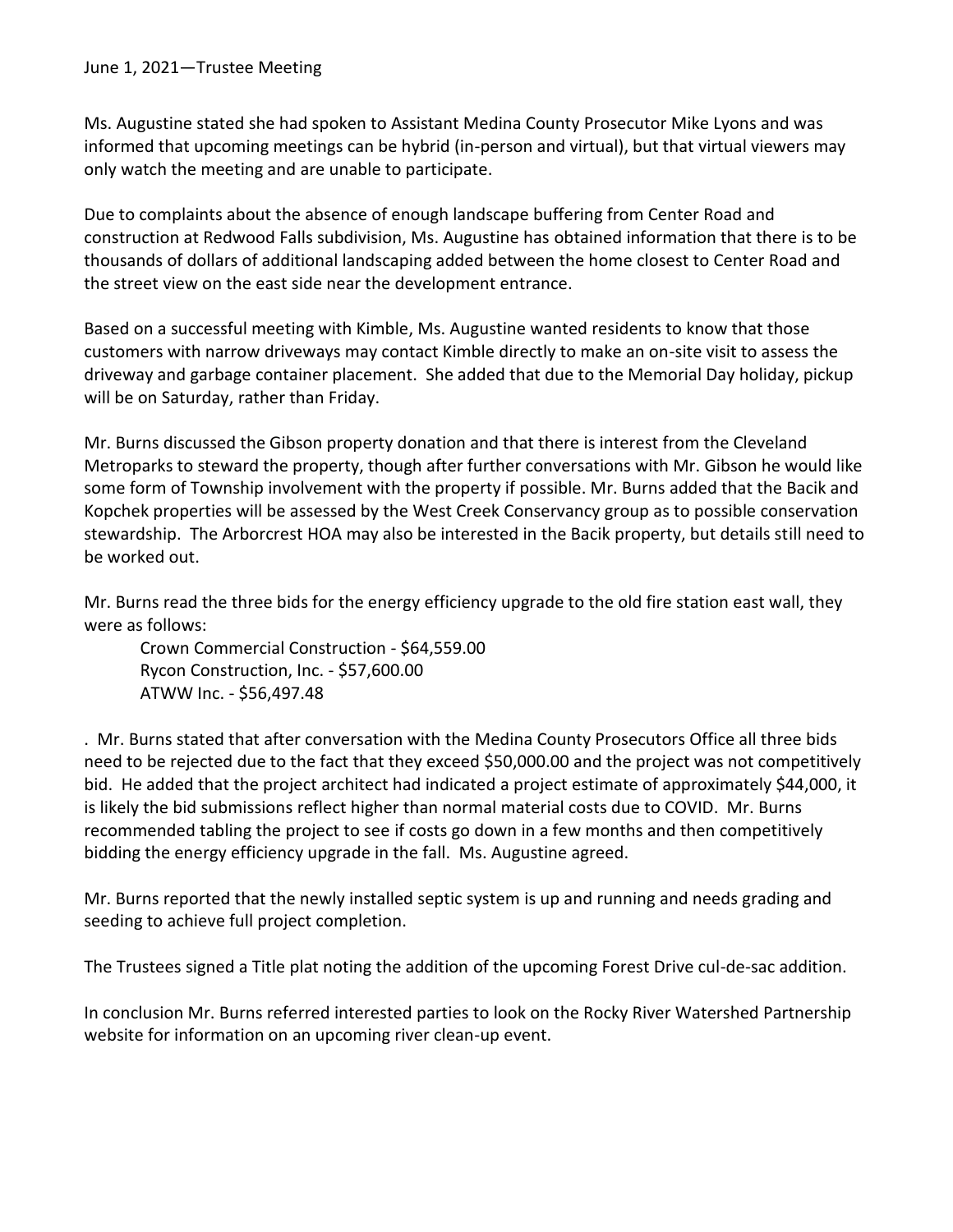June 1, 2021—Trustee Meeting

Ms. Augustine stated she had spoken to Assistant Medina County Prosecutor Mike Lyons and was informed that upcoming meetings can be hybrid (in-person and virtual), but that virtual viewers may only watch the meeting and are unable to participate.

Due to complaints about the absence of enough landscape buffering from Center Road and construction at Redwood Falls subdivision, Ms. Augustine has obtained information that there is to be thousands of dollars of additional landscaping added between the home closest to Center Road and the street view on the east side near the development entrance.

Based on a successful meeting with Kimble, Ms. Augustine wanted residents to know that those customers with narrow driveways may contact Kimble directly to make an on-site visit to assess the driveway and garbage container placement. She added that due to the Memorial Day holiday, pickup will be on Saturday, rather than Friday.

Mr. Burns discussed the Gibson property donation and that there is interest from the Cleveland Metroparks to steward the property, though after further conversations with Mr. Gibson he would like some form of Township involvement with the property if possible. Mr. Burns added that the Bacik and Kopchek properties will be assessed by the West Creek Conservancy group as to possible conservation stewardship. The Arborcrest HOA may also be interested in the Bacik property, but details still need to be worked out.

Mr. Burns read the three bids for the energy efficiency upgrade to the old fire station east wall, they were as follows:

Crown Commercial Construction - $64,559.00
Rycon Construction, Inc. - $57,600.00
ATWW Inc. - $56,497.48

. Mr. Burns stated that after conversation with the Medina County Prosecutors Office all three bids need to be rejected due to the fact that they exceed $50,000.00 and the project was not competitively bid. He added that the project architect had indicated a project estimate of approximately $44,000, it is likely the bid submissions reflect higher than normal material costs due to COVID. Mr. Burns recommended tabling the project to see if costs go down in a few months and then competitively bidding the energy efficiency upgrade in the fall. Ms. Augustine agreed.

Mr. Burns reported that the newly installed septic system is up and running and needs grading and seeding to achieve full project completion.

The Trustees signed a Title plat noting the addition of the upcoming Forest Drive cul-de-sac addition.

In conclusion Mr. Burns referred interested parties to look on the Rocky River Watershed Partnership website for information on an upcoming river clean-up event.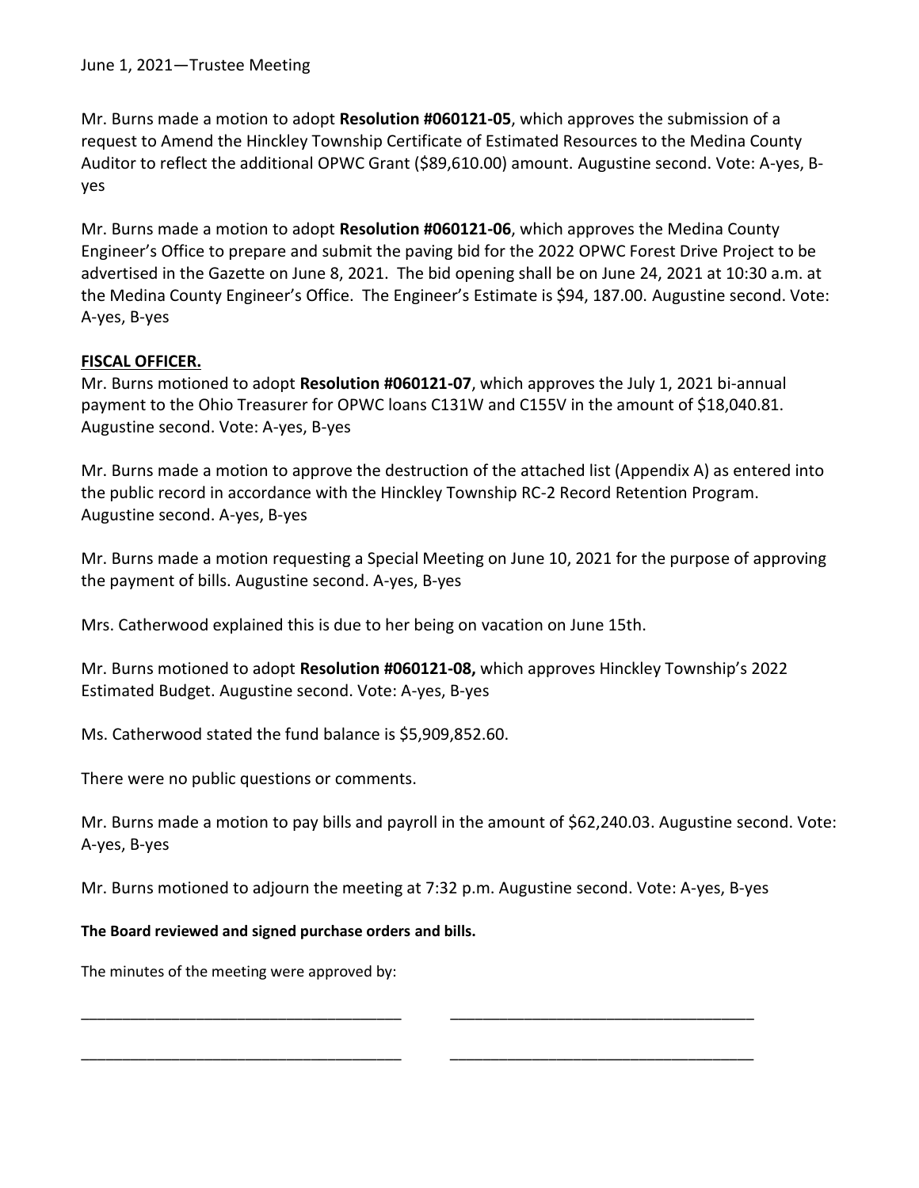Mr. Burns made a motion to adopt **Resolution #060121-05**, which approves the submission of a request to Amend the Hinckley Township Certificate of Estimated Resources to the Medina County Auditor to reflect the additional OPWC Grant ($89,610.00) amount. Augustine second. Vote: A-yes, B-yes

Mr. Burns made a motion to adopt **Resolution #060121-06**, which approves the Medina County Engineer's Office to prepare and submit the paving bid for the 2022 OPWC Forest Drive Project to be advertised in the Gazette on June 8, 2021. The bid opening shall be on June 24, 2021 at 10:30 a.m. at the Medina County Engineer's Office. The Engineer's Estimate is $94, 187.00. Augustine second. Vote: A-yes, B-yes

**FISCAL OFFICER.**

Mr. Burns motioned to adopt **Resolution #060121-07**, which approves the July 1, 2021 bi-annual payment to the Ohio Treasurer for OPWC loans C131W and C155V in the amount of $18,040.81. Augustine second. Vote: A-yes, B-yes

Mr. Burns made a motion to approve the destruction of the attached list (Appendix A) as entered into the public record in accordance with the Hinckley Township RC-2 Record Retention Program. Augustine second. A-yes, B-yes

Mr. Burns made a motion requesting a Special Meeting on June 10, 2021 for the purpose of approving the payment of bills. Augustine second. A-yes, B-yes

Mrs. Catherwood explained this is due to her being on vacation on June 15th.

Mr. Burns motioned to adopt **Resolution #060121-08,** which approves Hinckley Township's 2022 Estimated Budget. Augustine second. Vote: A-yes, B-yes

Ms. Catherwood stated the fund balance is $5,909,852.60.

There were no public questions or comments.

Mr. Burns made a motion to pay bills and payroll in the amount of $62,240.03. Augustine second. Vote: A-yes, B-yes

Mr. Burns motioned to adjourn the meeting at 7:32 p.m. Augustine second. Vote: A-yes, B-yes

**The Board reviewed and signed purchase orders and bills.**

The minutes of the meeting were approved by:

_____________________________________ _____________________________________

_____________________________________ _____________________________________